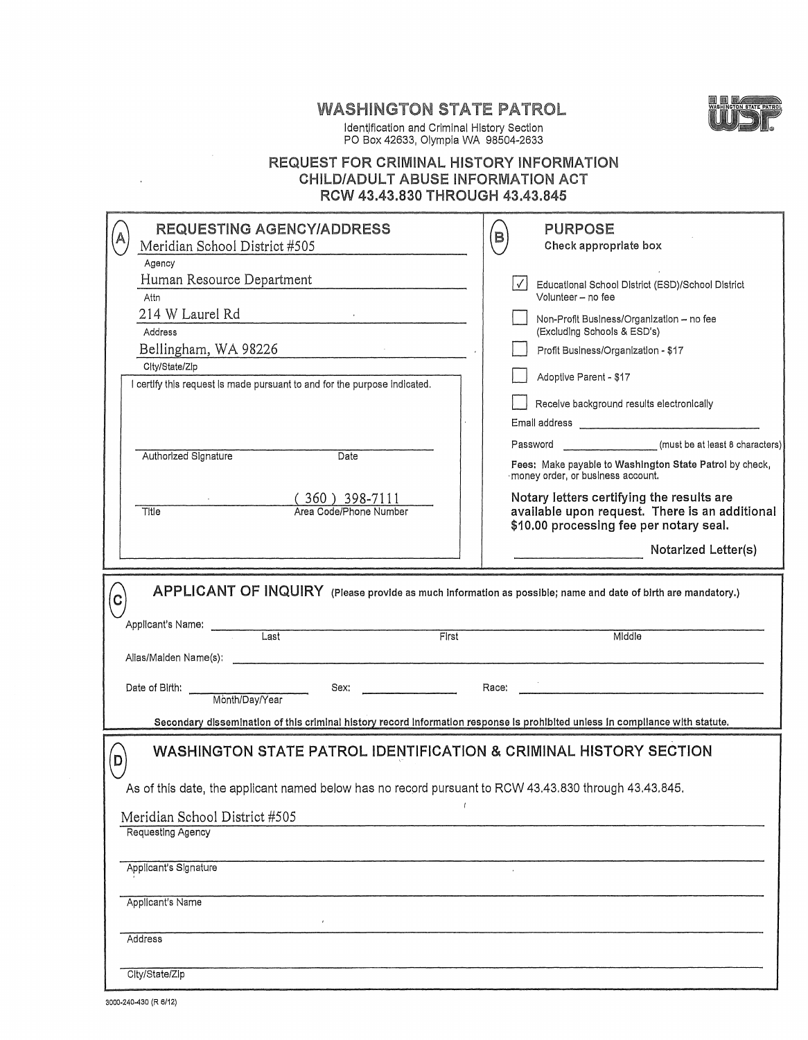# WASHINGTON STATE PATROL

Identification and Criminal History Section
PO Box 42633, Olympia WA 98504-2633

## REQUEST FOR CRIMINAL HISTORY INFORMATION
## CHILD/ADULT ABUSE INFORMATION ACT
## RCW 43.43.830 THROUGH 43.43.845

### (A) REQUESTING AGENCY/ADDRESS

Meridian School District #505
Agency

Human Resource Department
Attn

214 W Laurel Rd
Address

Bellingham, WA 98226
City/State/Zip

I certify this request is made pursuant to and for the purpose indicated.

Authorized Signature ________ Date ________

Title ________ ( 360 ) 398-7111
Area Code/Phone Number

### (B) PURPOSE

Check appropriate box

- [x] Educational School District (ESD)/School District Volunteer – no fee
- [ ] Non-Profit Business/Organization – no fee (Excluding Schools & ESD's)
- [ ] Profit Business/Organization - $17
- [ ] Adoptive Parent - $17
- [ ] Receive background results electronically

Email address ________

Password ________ (must be at least 8 characters)

**Fees:** Make payable to **Washington State Patrol** by check, money order, or business account.

**Notary letters certifying the results are available upon request. There is an additional $10.00 processing fee per notary seal.**

________ **Notarized Letter(s)**

### (C) APPLICANT OF INQUIRY (Please provide as much information as possible; name and date of birth are mandatory.)

Applicant's Name: ________ Last ________ First ________ Middle

Alias/Maiden Name(s): ________

Date of Birth: ________ Month/Day/Year Sex: ________ Race: ________

**Secondary dissemination of this criminal history record information response is prohibited unless in compliance with statute.**

### (D) WASHINGTON STATE PATROL IDENTIFICATION & CRIMINAL HISTORY SECTION

As of this date, the applicant named below has no record pursuant to RCW 43.43.830 through 43.43.845.

Meridian School District #505
Requesting Agency

________
Applicant's Signature

________
Applicant's Name

________
Address

________
City/State/Zip

3000-240-430 (R 6/12)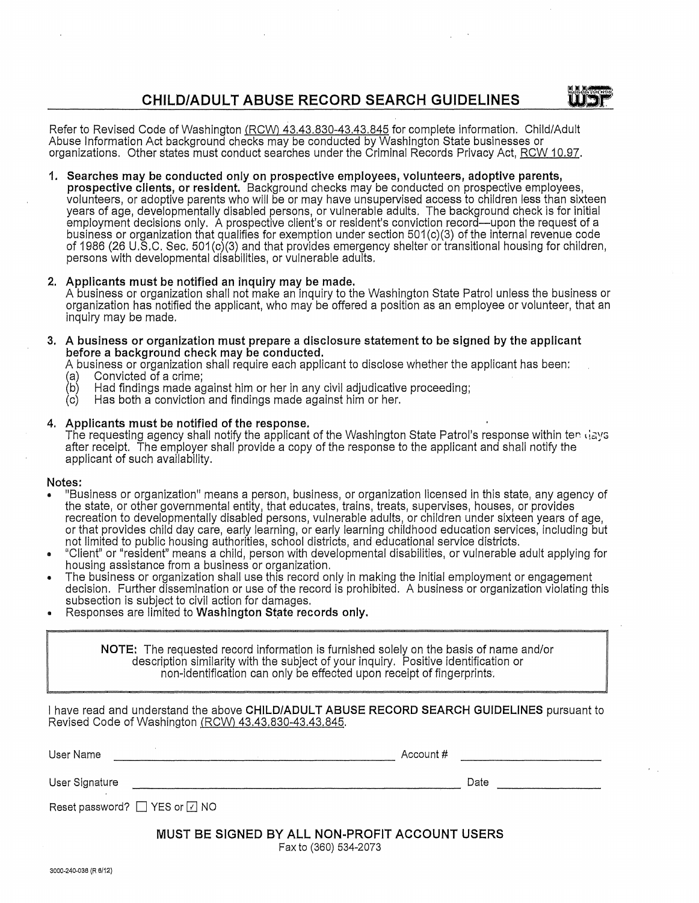## CHILD/ADULT ABUSE RECORD SEARCH GUIDELINES

Refer to Revised Code of Washington (RCW) 43.43.830-43.43.845 for complete information. Child/Adult Abuse Information Act background checks may be conducted by Washington State businesses or organizations. Other states must conduct searches under the Criminal Records Privacy Act, RCW 10.97.

1. **Searches may be conducted only on prospective employees, volunteers, adoptive parents, prospective clients, or resident.** Background checks may be conducted on prospective employees, volunteers, or adoptive parents who will be or may have unsupervised access to children less than sixteen years of age, developmentally disabled persons, or vulnerable adults. The background check is for initial employment decisions only. A prospective client's or resident's conviction record—upon the request of a business or organization that qualifies for exemption under section 501(c)(3) of the internal revenue code of 1986 (26 U.S.C. Sec. 501(c)(3) and that provides emergency shelter or transitional housing for children, persons with developmental disabilities, or vulnerable adults.

2. **Applicants must be notified an inquiry may be made.**
   A business or organization shall not make an inquiry to the Washington State Patrol unless the business or organization has notified the applicant, who may be offered a position as an employee or volunteer, that an inquiry may be made.

3. **A business or organization must prepare a disclosure statement to be signed by the applicant before a background check may be conducted.**
   A business or organization shall require each applicant to disclose whether the applicant has been:
   (a) Convicted of a crime;
   (b) Had findings made against him or her in any civil adjudicative proceeding;
   (c) Has both a conviction and findings made against him or her.

4. **Applicants must be notified of the response.**
   The requesting agency shall notify the applicant of the Washington State Patrol's response within ten days after receipt. The employer shall provide a copy of the response to the applicant and shall notify the applicant of such availability.

**Notes:**

- "Business or organization" means a person, business, or organization licensed in this state, any agency of the state, or other governmental entity, that educates, trains, treats, supervises, houses, or provides recreation to developmentally disabled persons, vulnerable adults, or children under sixteen years of age, or that provides child day care, early learning, or early learning childhood education services, including but not limited to public housing authorities, school districts, and educational service districts.
- "Client" or "resident" means a child, person with developmental disabilities, or vulnerable adult applying for housing assistance from a business or organization.
- The business or organization shall use this record only in making the initial employment or engagement decision. Further dissemination or use of the record is prohibited. A business or organization violating this subsection is subject to civil action for damages.
- Responses are limited to **Washington State records only.**

> **NOTE:** The requested record information is furnished solely on the basis of name and/or description similarity with the subject of your inquiry. Positive identification or non-identification can only be effected upon receipt of fingerprints.

I have read and understand the above **CHILD/ADULT ABUSE RECORD SEARCH GUIDELINES** pursuant to Revised Code of Washington (RCW) 43.43.830-43.43.845.

User Name ______________________ Account # ______________

User Signature ______________________ Date ______________

Reset password? ☐ YES or ☑ NO

**MUST BE SIGNED BY ALL NON-PROFIT ACCOUNT USERS**

Fax to (360) 534-2073

3000-240-038 (R 6/12)